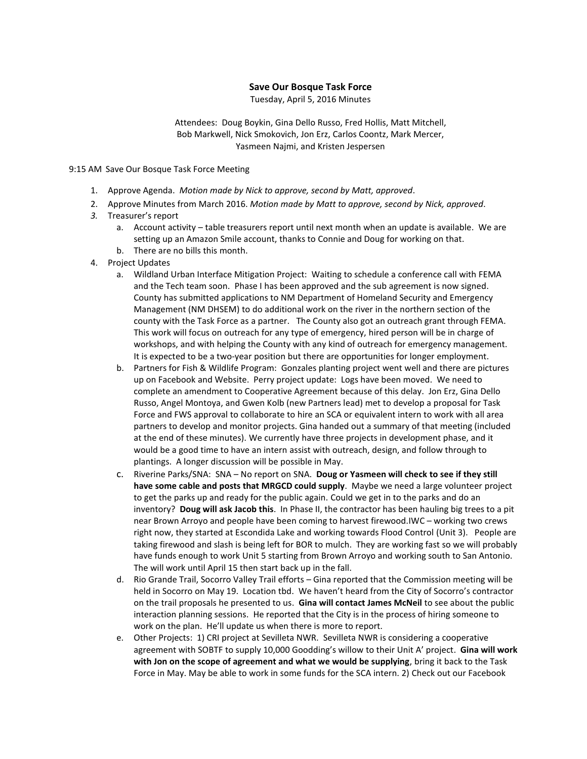# Save Our Bosque Task Force

Tuesday, April 5, 2016 Minutes

Attendees: Doug Boykin, Gina Dello Russo, Fred Hollis, Matt Mitchell, Bob Markwell, Nick Smokovich, Jon Erz, Carlos Coontz, Mark Mercer, Yasmeen Najmi, and Kristen Jespersen

9:15 AM Save Our Bosque Task Force Meeting

1. Approve Agenda. *Motion made by Nick to approve, second by Matt, approved*.
2. Approve Minutes from March 2016. *Motion made by Matt to approve, second by Nick, approved*.
3. Treasurer's report
   a. Account activity – table treasurers report until next month when an update is available. We are setting up an Amazon Smile account, thanks to Connie and Doug for working on that.
   b. There are no bills this month.
4. Project Updates
   a. Wildland Urban Interface Mitigation Project: Waiting to schedule a conference call with FEMA and the Tech team soon. Phase I has been approved and the sub agreement is now signed. County has submitted applications to NM Department of Homeland Security and Emergency Management (NM DHSEM) to do additional work on the river in the northern section of the county with the Task Force as a partner. The County also got an outreach grant through FEMA. This work will focus on outreach for any type of emergency, hired person will be in charge of workshops, and with helping the County with any kind of outreach for emergency management. It is expected to be a two-year position but there are opportunities for longer employment.
   b. Partners for Fish & Wildlife Program: Gonzales planting project went well and there are pictures up on Facebook and Website. Perry project update: Logs have been moved. We need to complete an amendment to Cooperative Agreement because of this delay. Jon Erz, Gina Dello Russo, Angel Montoya, and Gwen Kolb (new Partners lead) met to develop a proposal for Task Force and FWS approval to collaborate to hire an SCA or equivalent intern to work with all area partners to develop and monitor projects. Gina handed out a summary of that meeting (included at the end of these minutes). We currently have three projects in development phase, and it would be a good time to have an intern assist with outreach, design, and follow through to plantings. A longer discussion will be possible in May.
   c. Riverine Parks/SNA: SNA – No report on SNA. **Doug or Yasmeen will check to see if they still have some cable and posts that MRGCD could supply**. Maybe we need a large volunteer project to get the parks up and ready for the public again. Could we get in to the parks and do an inventory? **Doug will ask Jacob this**. In Phase II, the contractor has been hauling big trees to a pit near Brown Arroyo and people have been coming to harvest firewood.IWC – working two crews right now, they started at Escondida Lake and working towards Flood Control (Unit 3). People are taking firewood and slash is being left for BOR to mulch. They are working fast so we will probably have funds enough to work Unit 5 starting from Brown Arroyo and working south to San Antonio. The will work until April 15 then start back up in the fall.
   d. Rio Grande Trail, Socorro Valley Trail efforts – Gina reported that the Commission meeting will be held in Socorro on May 19. Location tbd. We haven't heard from the City of Socorro's contractor on the trail proposals he presented to us. **Gina will contact James McNeil** to see about the public interaction planning sessions. He reported that the City is in the process of hiring someone to work on the plan. He'll update us when there is more to report.
   e. Other Projects: 1) CRI project at Sevilleta NWR. Sevilleta NWR is considering a cooperative agreement with SOBTF to supply 10,000 Goodding's willow to their Unit A' project. **Gina will work with Jon on the scope of agreement and what we would be supplying**, bring it back to the Task Force in May. May be able to work in some funds for the SCA intern. 2) Check out our Facebook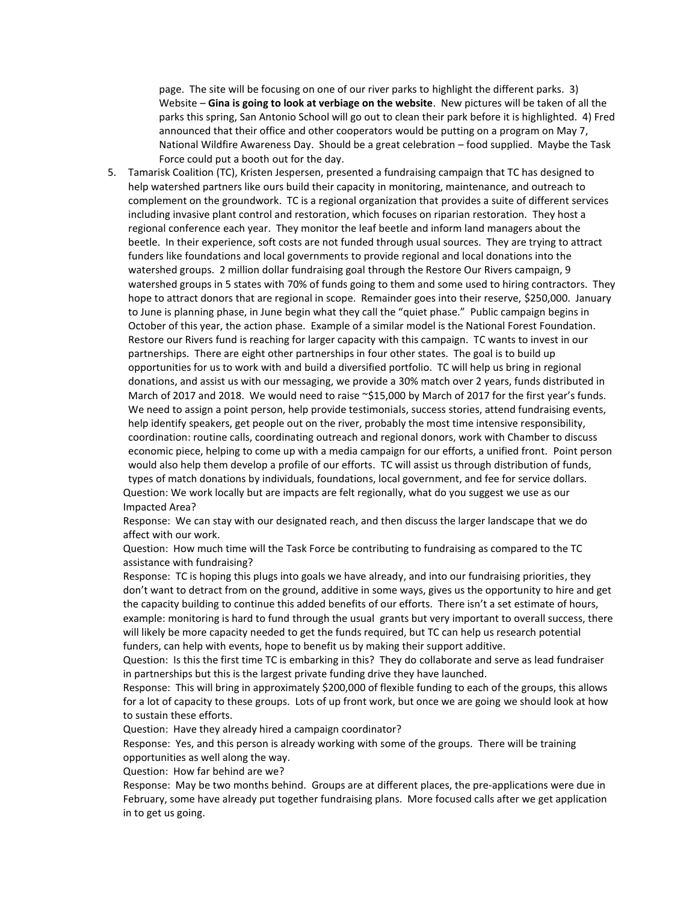page. The site will be focusing on one of our river parks to highlight the different parks. 3) Website – **Gina is going to look at verbiage on the website**. New pictures will be taken of all the parks this spring, San Antonio School will go out to clean their park before it is highlighted. 4) Fred announced that their office and other cooperators would be putting on a program on May 7, National Wildfire Awareness Day. Should be a great celebration – food supplied. Maybe the Task Force could put a booth out for the day.

5. Tamarisk Coalition (TC), Kristen Jespersen, presented a fundraising campaign that TC has designed to help watershed partners like ours build their capacity in monitoring, maintenance, and outreach to complement on the groundwork. TC is a regional organization that provides a suite of different services including invasive plant control and restoration, which focuses on riparian restoration. They host a regional conference each year. They monitor the leaf beetle and inform land managers about the beetle. In their experience, soft costs are not funded through usual sources. They are trying to attract funders like foundations and local governments to provide regional and local donations into the watershed groups. 2 million dollar fundraising goal through the Restore Our Rivers campaign, 9 watershed groups in 5 states with 70% of funds going to them and some used to hiring contractors. They hope to attract donors that are regional in scope. Remainder goes into their reserve, $250,000. January to June is planning phase, in June begin what they call the "quiet phase." Public campaign begins in October of this year, the action phase. Example of a similar model is the National Forest Foundation. Restore our Rivers fund is reaching for larger capacity with this campaign. TC wants to invest in our partnerships. There are eight other partnerships in four other states. The goal is to build up opportunities for us to work with and build a diversified portfolio. TC will help us bring in regional donations, and assist us with our messaging, we provide a 30% match over 2 years, funds distributed in March of 2017 and 2018. We would need to raise ~$15,000 by March of 2017 for the first year's funds. We need to assign a point person, help provide testimonials, success stories, attend fundraising events, help identify speakers, get people out on the river, probably the most time intensive responsibility, coordination: routine calls, coordinating outreach and regional donors, work with Chamber to discuss economic piece, helping to come up with a media campaign for our efforts, a unified front. Point person would also help them develop a profile of our efforts. TC will assist us through distribution of funds, types of match donations by individuals, foundations, local government, and fee for service dollars.

Question: We work locally but are impacts are felt regionally, what do you suggest we use as our Impacted Area?

Response: We can stay with our designated reach, and then discuss the larger landscape that we do affect with our work.

Question: How much time will the Task Force be contributing to fundraising as compared to the TC assistance with fundraising?

Response: TC is hoping this plugs into goals we have already, and into our fundraising priorities, they don't want to detract from on the ground, additive in some ways, gives us the opportunity to hire and get the capacity building to continue this added benefits of our efforts. There isn't a set estimate of hours, example: monitoring is hard to fund through the usual grants but very important to overall success, there will likely be more capacity needed to get the funds required, but TC can help us research potential funders, can help with events, hope to benefit us by making their support additive.

Question: Is this the first time TC is embarking in this? They do collaborate and serve as lead fundraiser in partnerships but this is the largest private funding drive they have launched.

Response: This will bring in approximately $200,000 of flexible funding to each of the groups, this allows for a lot of capacity to these groups. Lots of up front work, but once we are going we should look at how to sustain these efforts.

Question: Have they already hired a campaign coordinator?

Response: Yes, and this person is already working with some of the groups. There will be training opportunities as well along the way.

Question: How far behind are we?

Response: May be two months behind. Groups are at different places, the pre-applications were due in February, some have already put together fundraising plans. More focused calls after we get application in to get us going.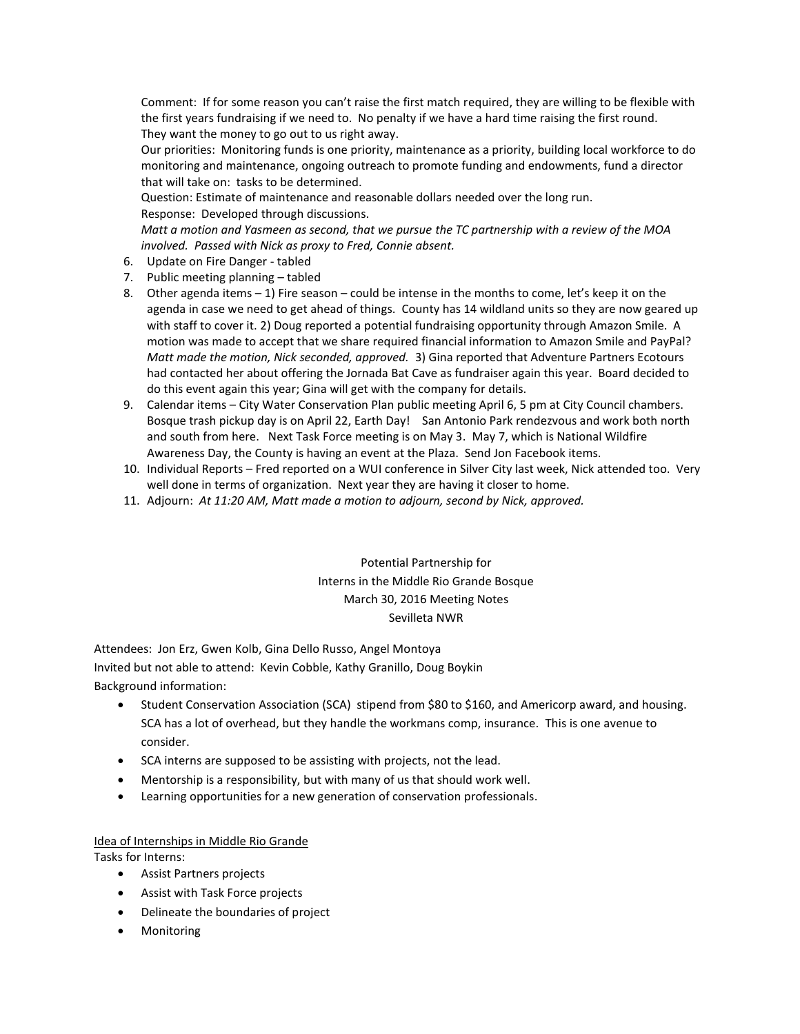Comment: If for some reason you can't raise the first match required, they are willing to be flexible with the first years fundraising if we need to. No penalty if we have a hard time raising the first round. They want the money to go out to us right away.

Our priorities: Monitoring funds is one priority, maintenance as a priority, building local workforce to do monitoring and maintenance, ongoing outreach to promote funding and endowments, fund a director that will take on: tasks to be determined.

Question: Estimate of maintenance and reasonable dollars needed over the long run.

Response: Developed through discussions.

*Matt a motion and Yasmeen as second, that we pursue the TC partnership with a review of the MOA involved. Passed with Nick as proxy to Fred, Connie absent.*

6. Update on Fire Danger - tabled
7. Public meeting planning – tabled
8. Other agenda items – 1) Fire season – could be intense in the months to come, let's keep it on the agenda in case we need to get ahead of things. County has 14 wildland units so they are now geared up with staff to cover it. 2) Doug reported a potential fundraising opportunity through Amazon Smile. A motion was made to accept that we share required financial information to Amazon Smile and PayPal? *Matt made the motion, Nick seconded, approved.* 3) Gina reported that Adventure Partners Ecotours had contacted her about offering the Jornada Bat Cave as fundraiser again this year. Board decided to do this event again this year; Gina will get with the company for details.
9. Calendar items – City Water Conservation Plan public meeting April 6, 5 pm at City Council chambers. Bosque trash pickup day is on April 22, Earth Day! San Antonio Park rendezvous and work both north and south from here. Next Task Force meeting is on May 3. May 7, which is National Wildfire Awareness Day, the County is having an event at the Plaza. Send Jon Facebook items.
10. Individual Reports – Fred reported on a WUI conference in Silver City last week, Nick attended too. Very well done in terms of organization. Next year they are having it closer to home.
11. Adjourn: *At 11:20 AM, Matt made a motion to adjourn, second by Nick, approved.*

Potential Partnership for
Interns in the Middle Rio Grande Bosque
March 30, 2016 Meeting Notes
Sevilleta NWR

Attendees: Jon Erz, Gwen Kolb, Gina Dello Russo, Angel Montoya
Invited but not able to attend: Kevin Cobble, Kathy Granillo, Doug Boykin
Background information:

- Student Conservation Association (SCA) stipend from $80 to $160, and Americorp award, and housing. SCA has a lot of overhead, but they handle the workmans comp, insurance. This is one avenue to consider.
- SCA interns are supposed to be assisting with projects, not the lead.
- Mentorship is a responsibility, but with many of us that should work well.
- Learning opportunities for a new generation of conservation professionals.

<u>Idea of Internships in Middle Rio Grande</u>

Tasks for Interns:

- Assist Partners projects
- Assist with Task Force projects
- Delineate the boundaries of project
- Monitoring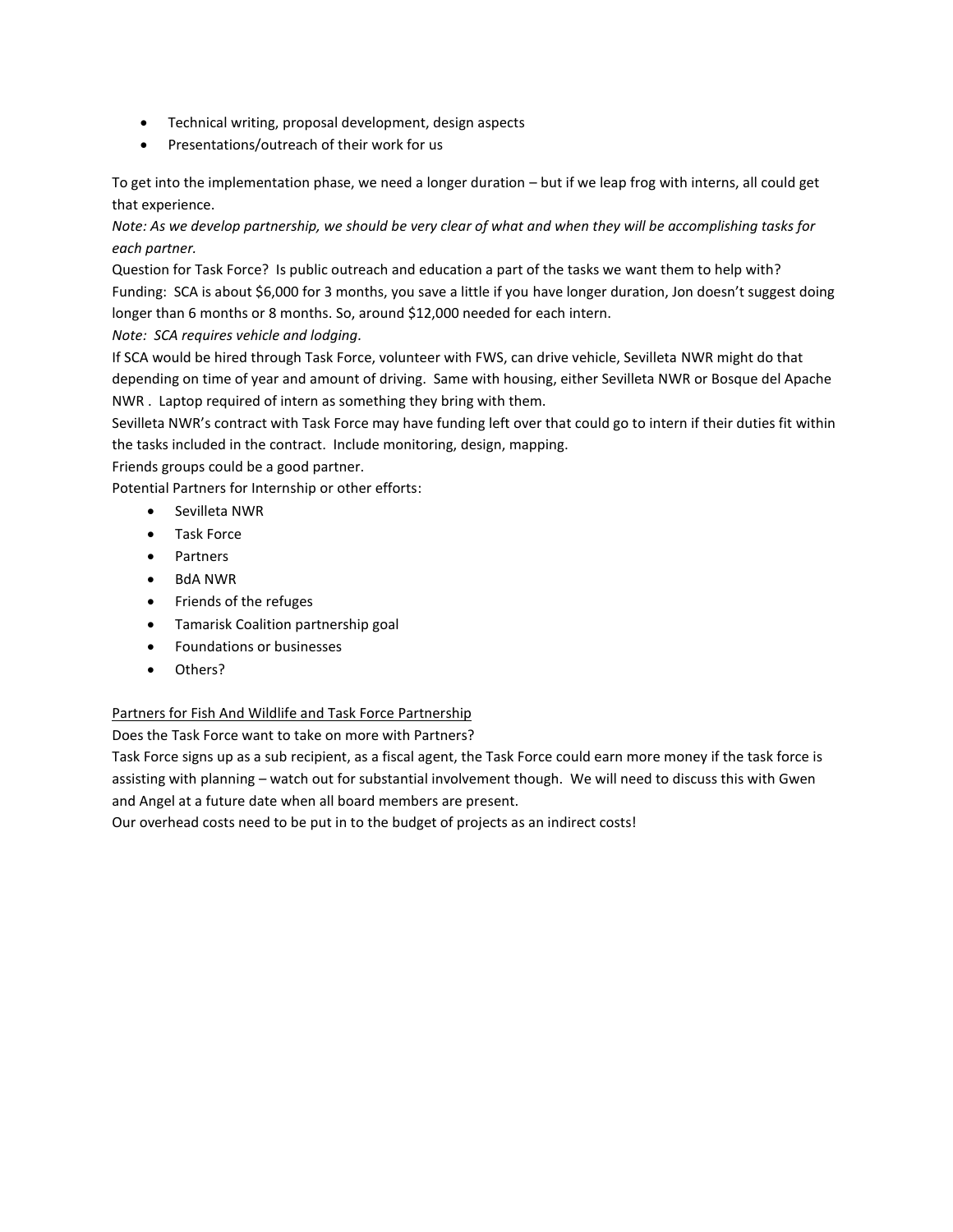- Technical writing, proposal development, design aspects
- Presentations/outreach of their work for us

To get into the implementation phase, we need a longer duration – but if we leap frog with interns, all could get that experience.

*Note: As we develop partnership, we should be very clear of what and when they will be accomplishing tasks for each partner.*

Question for Task Force? Is public outreach and education a part of the tasks we want them to help with?

Funding: SCA is about $6,000 for 3 months, you save a little if you have longer duration, Jon doesn't suggest doing longer than 6 months or 8 months. So, around $12,000 needed for each intern.

*Note: SCA requires vehicle and lodging.*

If SCA would be hired through Task Force, volunteer with FWS, can drive vehicle, Sevilleta NWR might do that depending on time of year and amount of driving. Same with housing, either Sevilleta NWR or Bosque del Apache NWR . Laptop required of intern as something they bring with them.

Sevilleta NWR's contract with Task Force may have funding left over that could go to intern if their duties fit within the tasks included in the contract. Include monitoring, design, mapping.

Friends groups could be a good partner.

Potential Partners for Internship or other efforts:

- Sevilleta NWR
- Task Force
- Partners
- BdA NWR
- Friends of the refuges
- Tamarisk Coalition partnership goal
- Foundations or businesses
- Others?

<u>Partners for Fish And Wildlife and Task Force Partnership</u>

Does the Task Force want to take on more with Partners?

Task Force signs up as a sub recipient, as a fiscal agent, the Task Force could earn more money if the task force is assisting with planning – watch out for substantial involvement though. We will need to discuss this with Gwen and Angel at a future date when all board members are present.

Our overhead costs need to be put in to the budget of projects as an indirect costs!